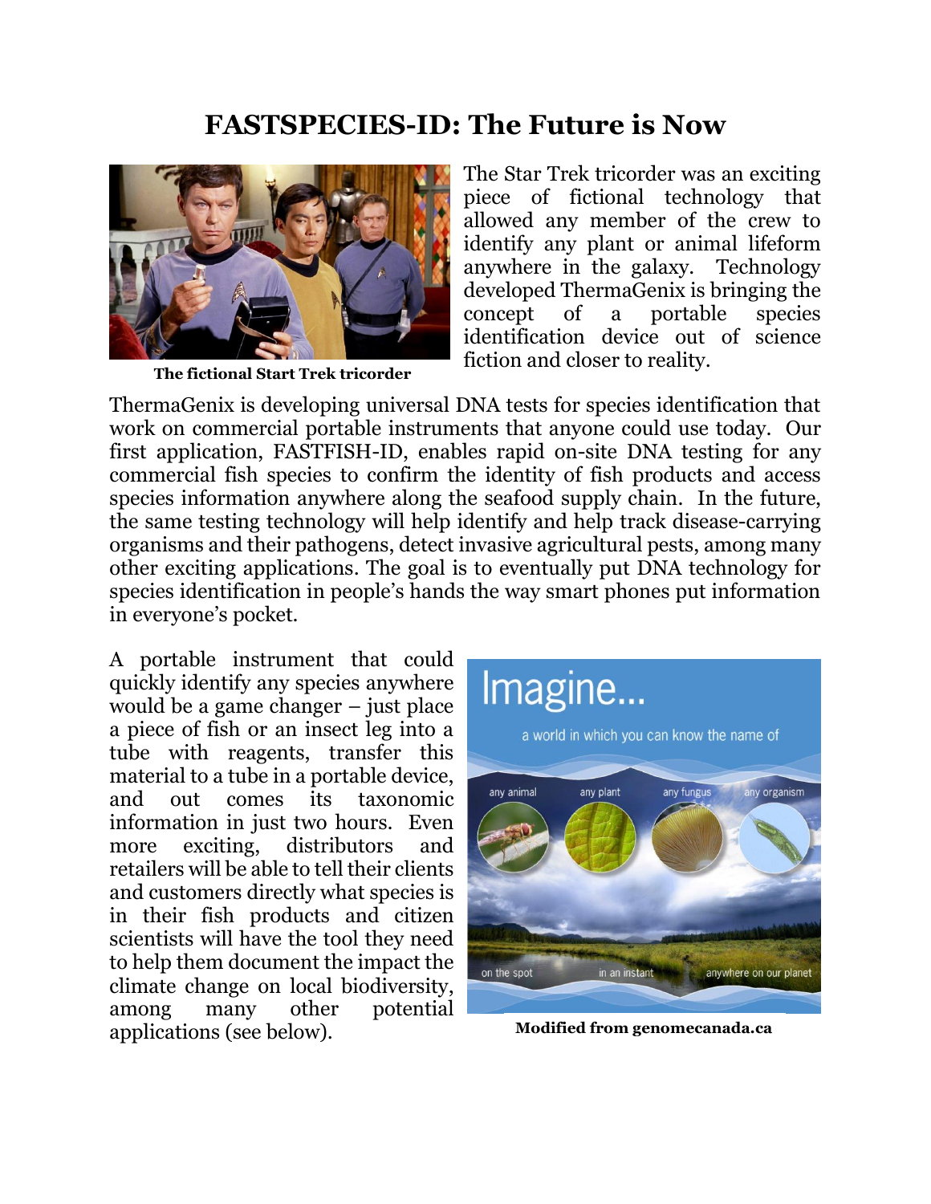# FASTSPECIES-ID: The Future is Now

The fictional Start Trek tricorder

The Star Trek tricorder was an exciting piece of fictional technology that allowed any member of the crew to identify any plant or animal lifeform anywhere in the galaxy. Technology developed ThermaGenix is bringing the concept of a portable species identification device out of science fiction and closer to reality.

ThermaGenix is developing universal DNA tests for species identification that work on commercial portable instruments that anyone could use today. Our first application, FASTFISH-ID, enables rapid on-site DNA testing for any commercial fish species to confirm the identity of fish products and access species information anywhere along the seafood supply chain. In the future, the same testing technology will help identify and help track disease-carrying organisms and their pathogens, detect invasive agricultural pests, among many other exciting applications. The goal is to eventually put DNA technology for species identification in people's hands the way smart phones put information in everyone's pocket.

A portable instrument that could quickly identify any species anywhere would be a game changer – just place a piece of fish or an insect leg into a tube with reagents, transfer this material to a tube in a portable device, and out comes its taxonomic information in just two hours. Even more exciting, distributors and retailers will be able to tell their clients and customers directly what species is in their fish products and citizen scientists will have the tool they need to help them document the impact the climate change on local biodiversity, among many other potential applications (see below).

Modified from genomecanada.ca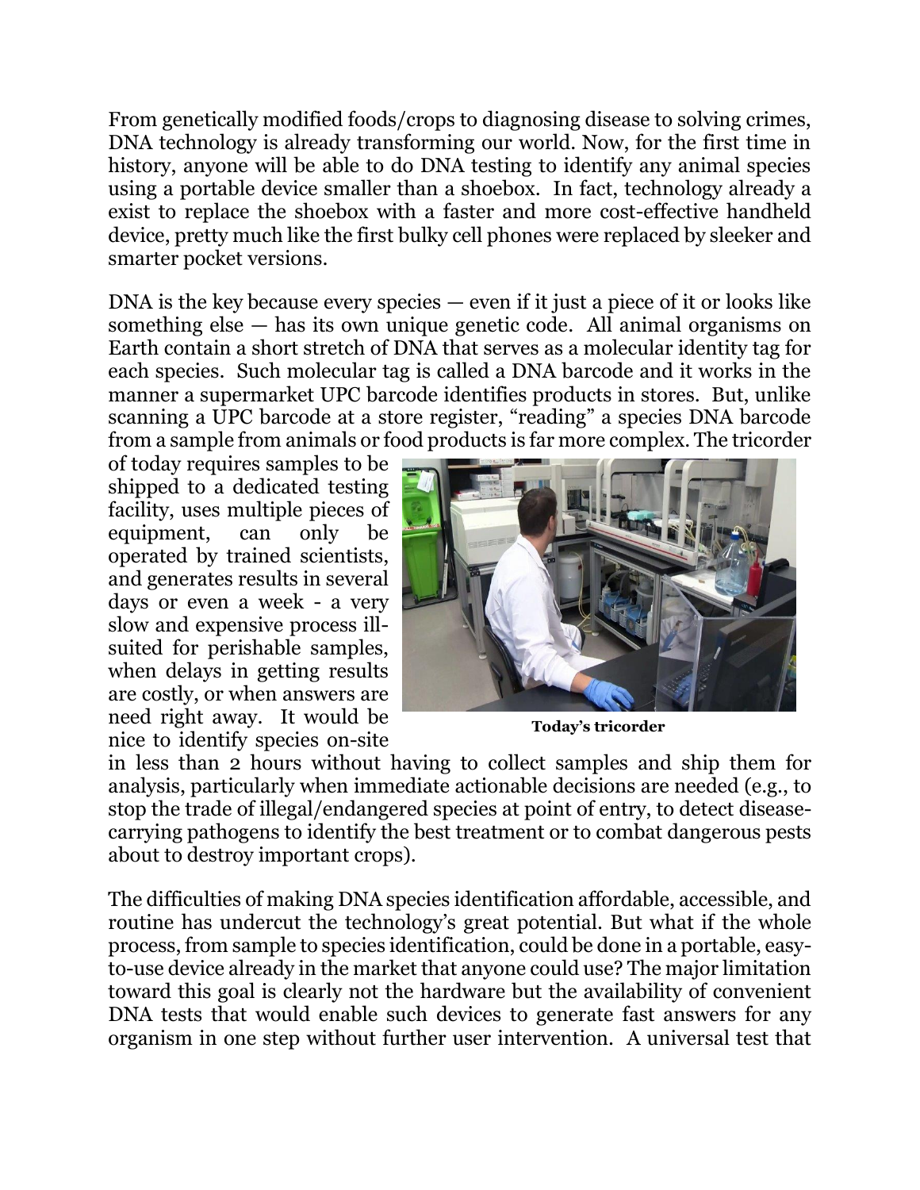From genetically modified foods/crops to diagnosing disease to solving crimes, DNA technology is already transforming our world. Now, for the first time in history, anyone will be able to do DNA testing to identify any animal species using a portable device smaller than a shoebox. In fact, technology already a exist to replace the shoebox with a faster and more cost-effective handheld device, pretty much like the first bulky cell phones were replaced by sleeker and smarter pocket versions.

DNA is the key because every species — even if it just a piece of it or looks like something else — has its own unique genetic code. All animal organisms on Earth contain a short stretch of DNA that serves as a molecular identity tag for each species. Such molecular tag is called a DNA barcode and it works in the manner a supermarket UPC barcode identifies products in stores. But, unlike scanning a UPC barcode at a store register, "reading" a species DNA barcode from a sample from animals or food products is far more complex. The tricorder of today requires samples to be shipped to a dedicated testing facility, uses multiple pieces of equipment, can only be operated by trained scientists, and generates results in several days or even a week - a very slow and expensive process ill-suited for perishable samples, when delays in getting results are costly, or when answers are need right away. It would be nice to identify species on-site in less than 2 hours without having to collect samples and ship them for analysis, particularly when immediate actionable decisions are needed (e.g., to stop the trade of illegal/endangered species at point of entry, to detect disease-carrying pathogens to identify the best treatment or to combat dangerous pests about to destroy important crops).

**Today's tricorder**

The difficulties of making DNA species identification affordable, accessible, and routine has undercut the technology's great potential. But what if the whole process, from sample to species identification, could be done in a portable, easy-to-use device already in the market that anyone could use? The major limitation toward this goal is clearly not the hardware but the availability of convenient DNA tests that would enable such devices to generate fast answers for any organism in one step without further user intervention. A universal test that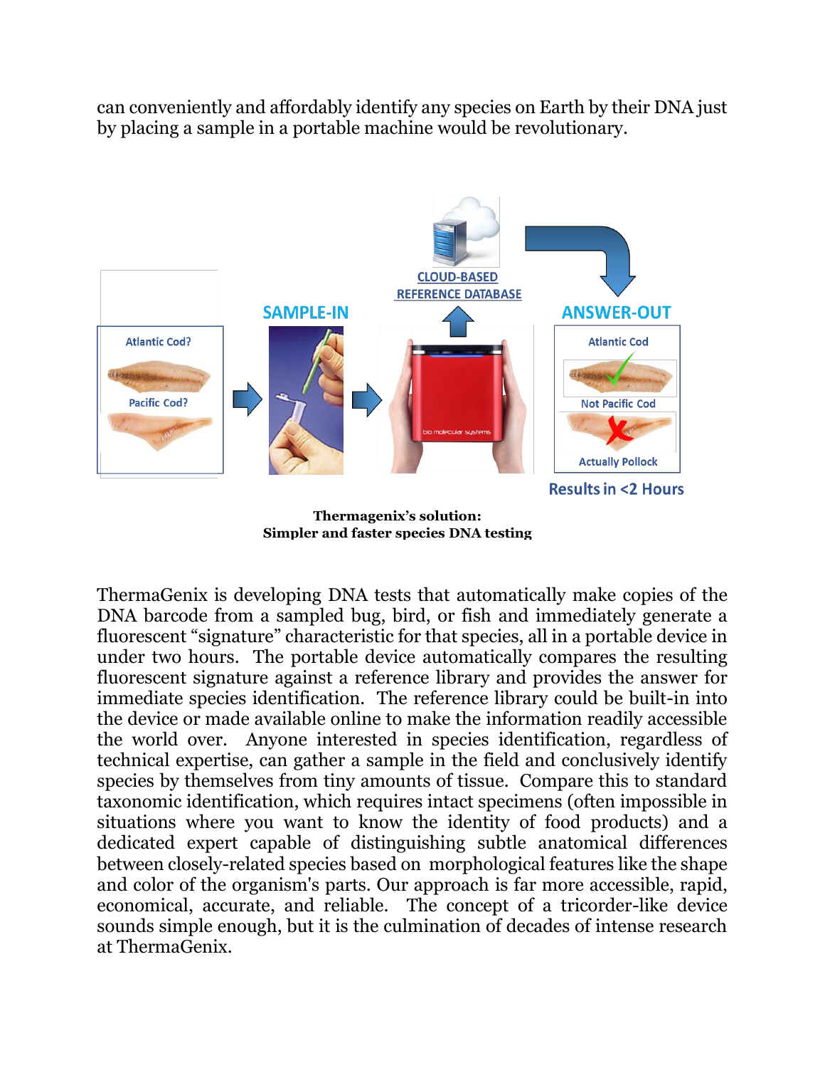can conveniently and affordably identify any species on Earth by their DNA just by placing a sample in a portable machine would be revolutionary.

**Thermagenix's solution:**
**Simpler and faster species DNA testing**

ThermaGenix is developing DNA tests that automatically make copies of the DNA barcode from a sampled bug, bird, or fish and immediately generate a fluorescent "signature" characteristic for that species, all in a portable device in under two hours. The portable device automatically compares the resulting fluorescent signature against a reference library and provides the answer for immediate species identification. The reference library could be built-in into the device or made available online to make the information readily accessible the world over. Anyone interested in species identification, regardless of technical expertise, can gather a sample in the field and conclusively identify species by themselves from tiny amounts of tissue. Compare this to standard taxonomic identification, which requires intact specimens (often impossible in situations where you want to know the identity of food products) and a dedicated expert capable of distinguishing subtle anatomical differences between closely-related species based on morphological features like the shape and color of the organism's parts. Our approach is far more accessible, rapid, economical, accurate, and reliable. The concept of a tricorder-like device sounds simple enough, but it is the culmination of decades of intense research at ThermaGenix.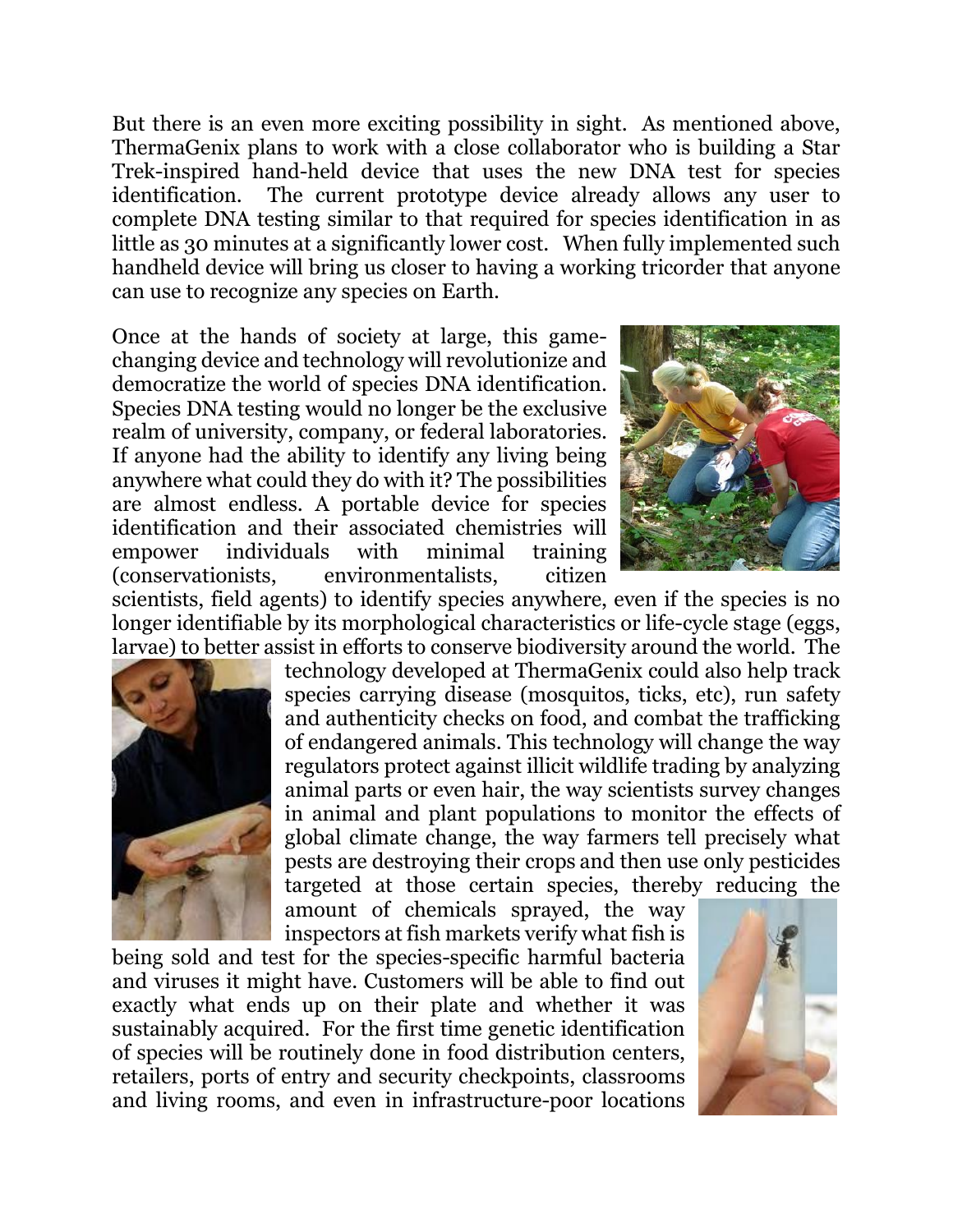But there is an even more exciting possibility in sight. As mentioned above, ThermaGenix plans to work with a close collaborator who is building a Star Trek-inspired hand-held device that uses the new DNA test for species identification. The current prototype device already allows any user to complete DNA testing similar to that required for species identification in as little as 30 minutes at a significantly lower cost. When fully implemented such handheld device will bring us closer to having a working tricorder that anyone can use to recognize any species on Earth.

Once at the hands of society at large, this game-changing device and technology will revolutionize and democratize the world of species DNA identification. Species DNA testing would no longer be the exclusive realm of university, company, or federal laboratories. If anyone had the ability to identify any living being anywhere what could they do with it? The possibilities are almost endless. A portable device for species identification and their associated chemistries will empower individuals with minimal training (conservationists, environmentalists, citizen scientists, field agents) to identify species anywhere, even if the species is no longer identifiable by its morphological characteristics or life-cycle stage (eggs, larvae) to better assist in efforts to conserve biodiversity around the world. The technology developed at ThermaGenix could also help track species carrying disease (mosquitos, ticks, etc), run safety and authenticity checks on food, and combat the trafficking of endangered animals. This technology will change the way regulators protect against illicit wildlife trading by analyzing animal parts or even hair, the way scientists survey changes in animal and plant populations to monitor the effects of global climate change, the way farmers tell precisely what pests are destroying their crops and then use only pesticides targeted at those certain species, thereby reducing the amount of chemicals sprayed, the way inspectors at fish markets verify what fish is being sold and test for the species-specific harmful bacteria and viruses it might have. Customers will be able to find out exactly what ends up on their plate and whether it was sustainably acquired. For the first time genetic identification of species will be routinely done in food distribution centers, retailers, ports of entry and security checkpoints, classrooms and living rooms, and even in infrastructure-poor locations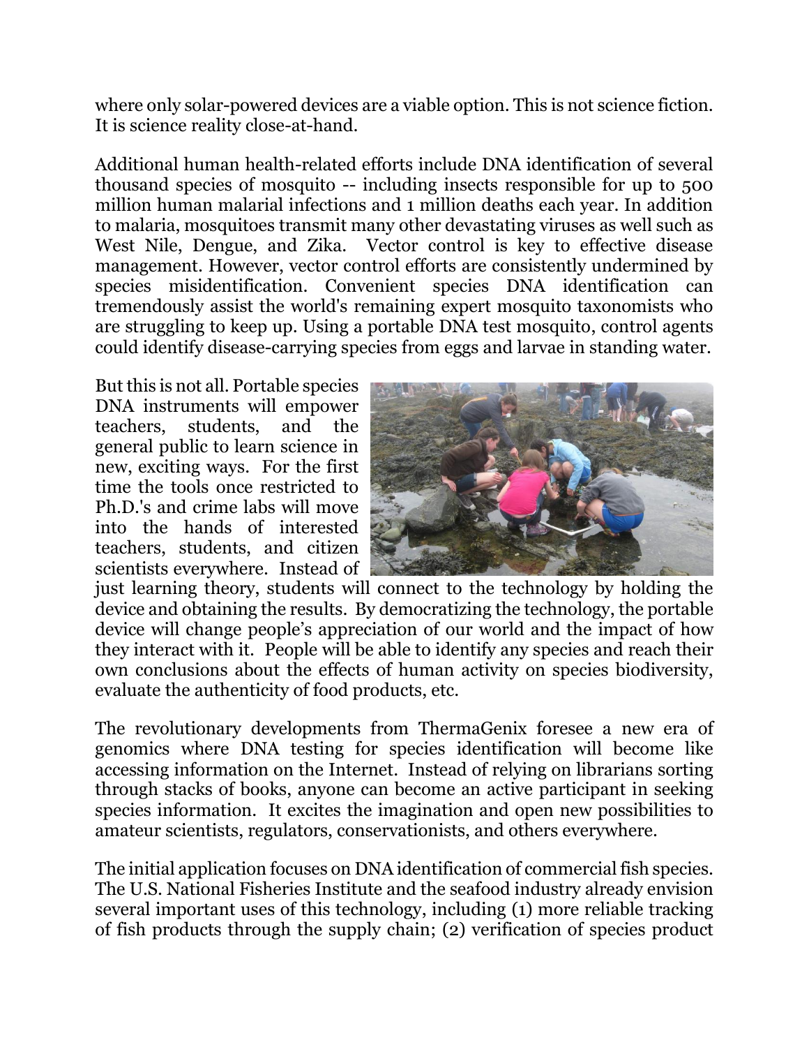where only solar-powered devices are a viable option. This is not science fiction. It is science reality close-at-hand.

Additional human health-related efforts include DNA identification of several thousand species of mosquito -- including insects responsible for up to 500 million human malarial infections and 1 million deaths each year. In addition to malaria, mosquitoes transmit many other devastating viruses as well such as West Nile, Dengue, and Zika. Vector control is key to effective disease management. However, vector control efforts are consistently undermined by species misidentification. Convenient species DNA identification can tremendously assist the world's remaining expert mosquito taxonomists who are struggling to keep up. Using a portable DNA test mosquito, control agents could identify disease-carrying species from eggs and larvae in standing water.

But this is not all. Portable species DNA instruments will empower teachers, students, and the general public to learn science in new, exciting ways. For the first time the tools once restricted to Ph.D.'s and crime labs will move into the hands of interested teachers, students, and citizen scientists everywhere. Instead of just learning theory, students will connect to the technology by holding the device and obtaining the results. By democratizing the technology, the portable device will change people's appreciation of our world and the impact of how they interact with it. People will be able to identify any species and reach their own conclusions about the effects of human activity on species biodiversity, evaluate the authenticity of food products, etc.

The revolutionary developments from ThermaGenix foresee a new era of genomics where DNA testing for species identification will become like accessing information on the Internet. Instead of relying on librarians sorting through stacks of books, anyone can become an active participant in seeking species information. It excites the imagination and open new possibilities to amateur scientists, regulators, conservationists, and others everywhere.

The initial application focuses on DNA identification of commercial fish species. The U.S. National Fisheries Institute and the seafood industry already envision several important uses of this technology, including (1) more reliable tracking of fish products through the supply chain; (2) verification of species product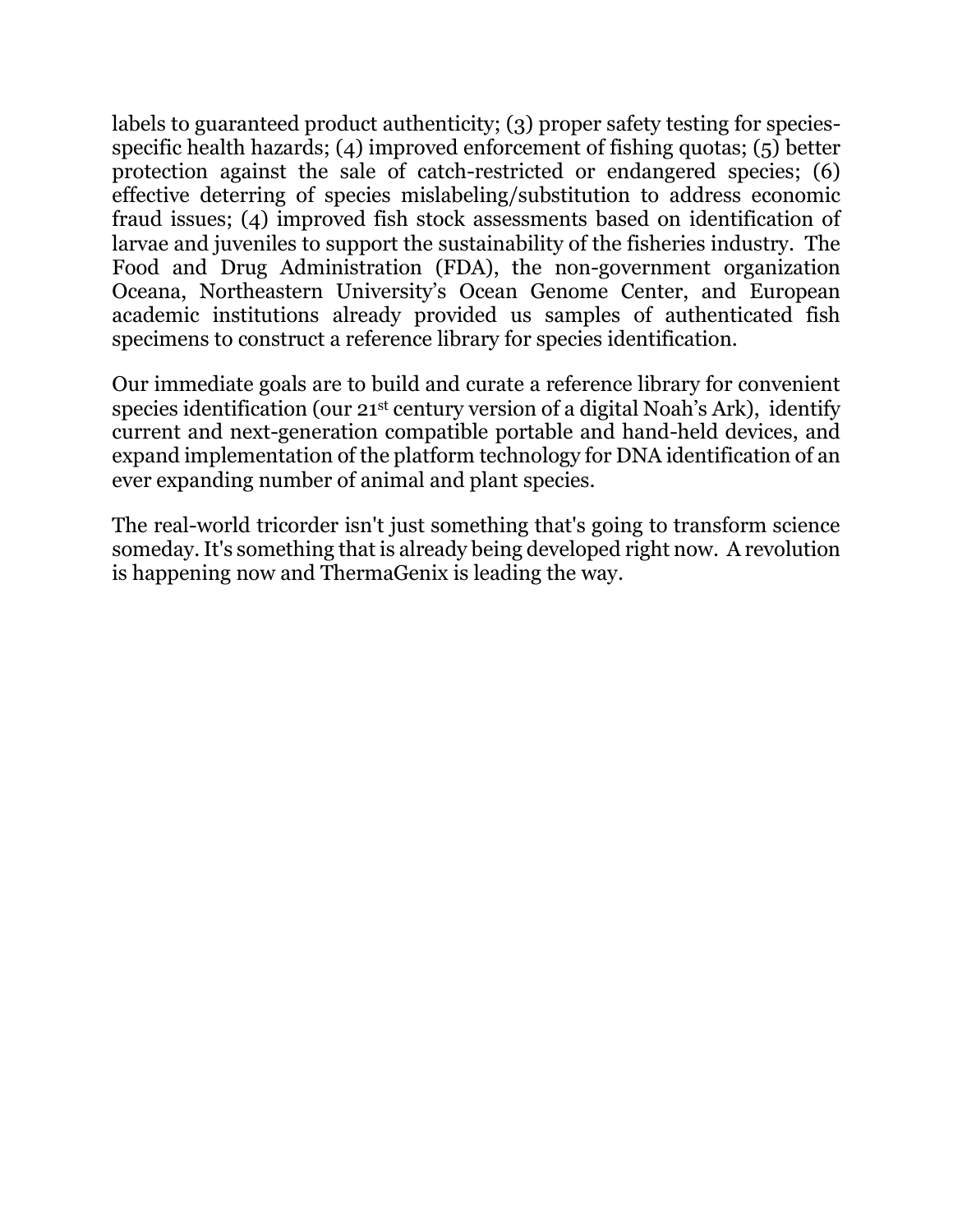labels to guaranteed product authenticity; (3) proper safety testing for species-specific health hazards; (4) improved enforcement of fishing quotas; (5) better protection against the sale of catch-restricted or endangered species; (6) effective deterring of species mislabeling/substitution to address economic fraud issues; (4) improved fish stock assessments based on identification of larvae and juveniles to support the sustainability of the fisheries industry. The Food and Drug Administration (FDA), the non-government organization Oceana, Northeastern University's Ocean Genome Center, and European academic institutions already provided us samples of authenticated fish specimens to construct a reference library for species identification.

Our immediate goals are to build and curate a reference library for convenient species identification (our 21st century version of a digital Noah's Ark), identify current and next-generation compatible portable and hand-held devices, and expand implementation of the platform technology for DNA identification of an ever expanding number of animal and plant species.

The real-world tricorder isn't just something that's going to transform science someday. It's something that is already being developed right now. A revolution is happening now and ThermaGenix is leading the way.